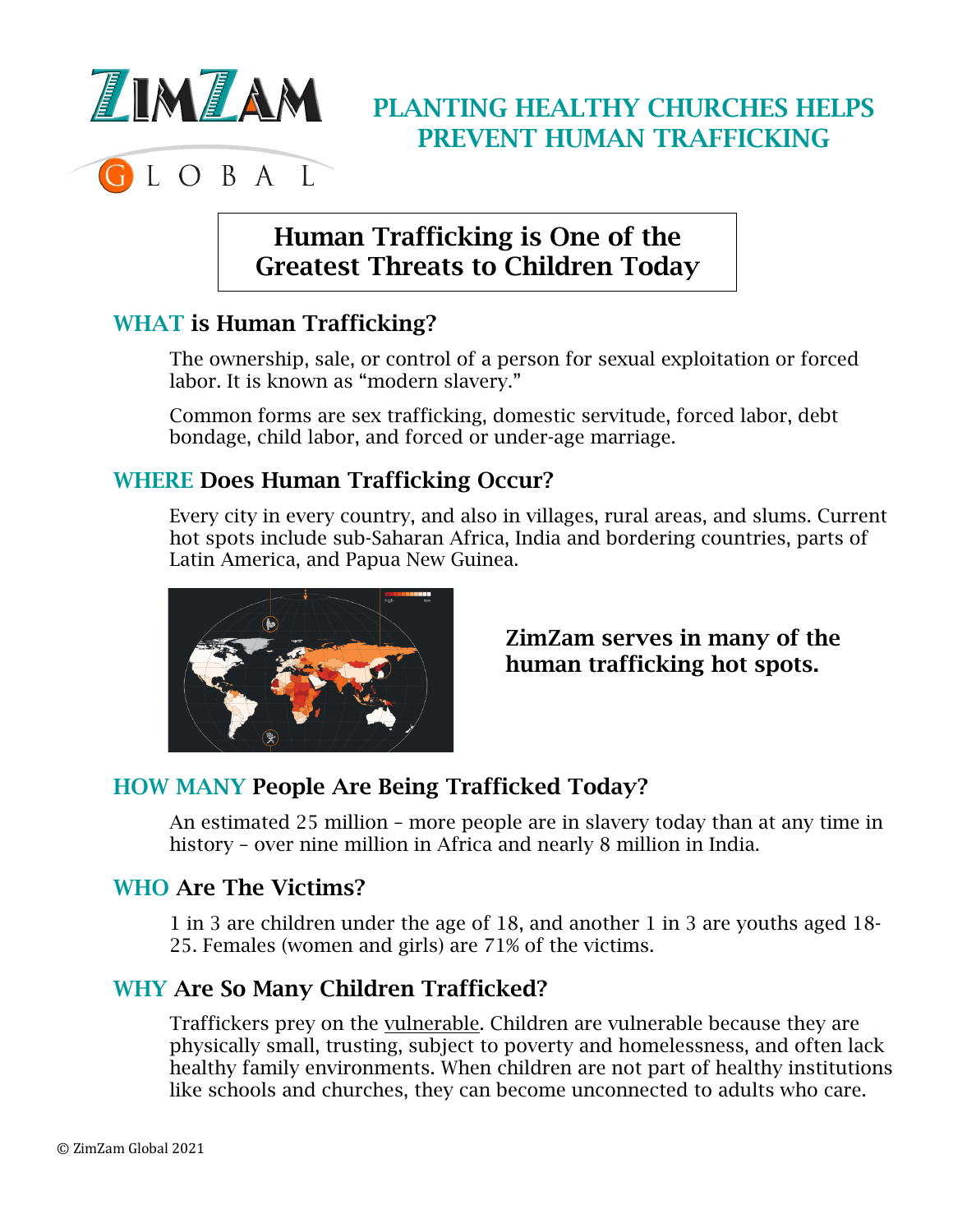ZIMZAM GLOBAL

# PLANTING HEALTHY CHURCHES HELPS PREVENT HUMAN TRAFFICKING

## Human Trafficking is One of the Greatest Threats to Children Today

### WHAT is Human Trafficking?

The ownership, sale, or control of a person for sexual exploitation or forced labor. It is known as "modern slavery."

Common forms are sex trafficking, domestic servitude, forced labor, debt bondage, child labor, and forced or under-age marriage.

### WHERE Does Human Trafficking Occur?

Every city in every country, and also in villages, rural areas, and slums. Current hot spots include sub-Saharan Africa, India and bordering countries, parts of Latin America, and Papua New Guinea.

**ZimZam serves in many of the human trafficking hot spots.**

### HOW MANY People Are Being Trafficked Today?

An estimated 25 million – more people are in slavery today than at any time in history – over nine million in Africa and nearly 8 million in India.

### WHO Are The Victims?

1 in 3 are children under the age of 18, and another 1 in 3 are youths aged 18-25. Females (women and girls) are 71% of the victims.

### WHY Are So Many Children Trafficked?

Traffickers prey on the vulnerable. Children are vulnerable because they are physically small, trusting, subject to poverty and homelessness, and often lack healthy family environments. When children are not part of healthy institutions like schools and churches, they can become unconnected to adults who care.

© ZimZam Global 2021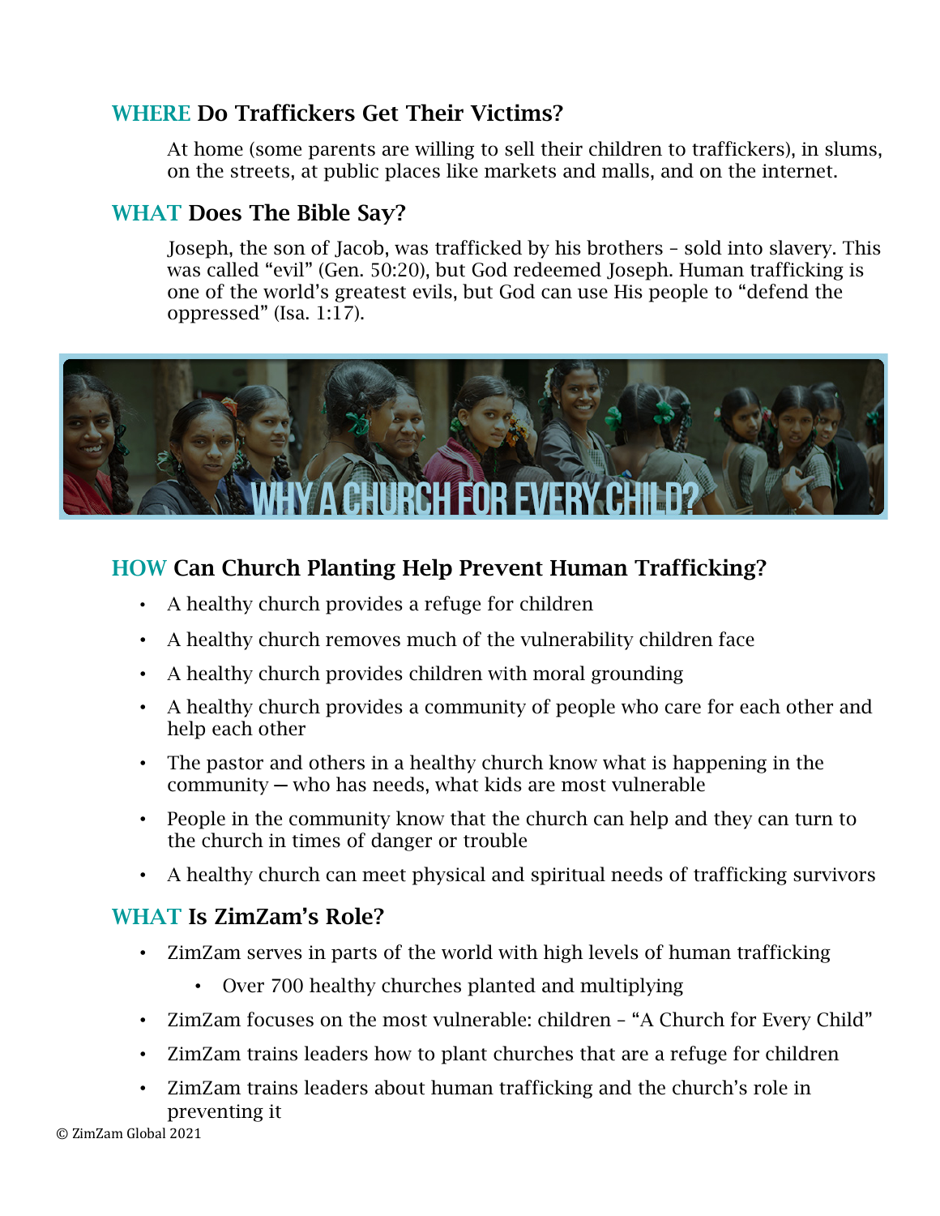## WHERE Do Traffickers Get Their Victims?

At home (some parents are willing to sell their children to traffickers), in slums, on the streets, at public places like markets and malls, and on the internet.

## WHAT Does The Bible Say?

Joseph, the son of Jacob, was trafficked by his brothers – sold into slavery. This was called "evil" (Gen. 50:20), but God redeemed Joseph. Human trafficking is one of the world's greatest evils, but God can use His people to "defend the oppressed" (Isa. 1:17).

WHY A CHURCH FOR EVERY CHILD?

## HOW Can Church Planting Help Prevent Human Trafficking?

- A healthy church provides a refuge for children
- A healthy church removes much of the vulnerability children face
- A healthy church provides children with moral grounding
- A healthy church provides a community of people who care for each other and help each other
- The pastor and others in a healthy church know what is happening in the community — who has needs, what kids are most vulnerable
- People in the community know that the church can help and they can turn to the church in times of danger or trouble
- A healthy church can meet physical and spiritual needs of trafficking survivors

## WHAT Is ZimZam's Role?

- ZimZam serves in parts of the world with high levels of human trafficking
    - Over 700 healthy churches planted and multiplying
- ZimZam focuses on the most vulnerable: children – "A Church for Every Child"
- ZimZam trains leaders how to plant churches that are a refuge for children
- ZimZam trains leaders about human trafficking and the church's role in preventing it

© ZimZam Global 2021